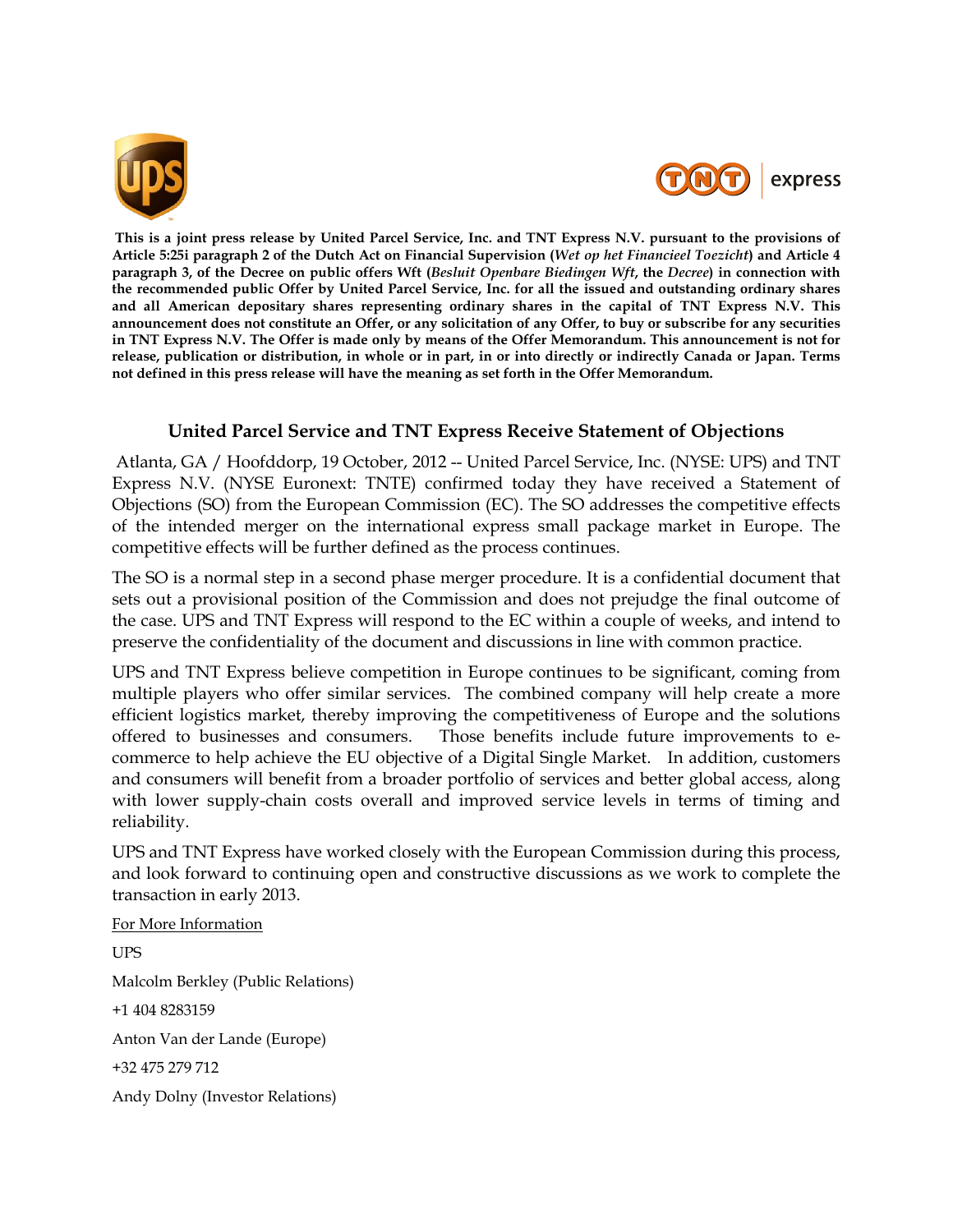**This is a joint press release by United Parcel Service, Inc. and TNT Express N.V. pursuant to the provisions of Article 5:25i paragraph 2 of the Dutch Act on Financial Supervision (*Wet op het Financieel Toezicht*) and Article 4 paragraph 3, of the Decree on public offers Wft (*Besluit Openbare Biedingen Wft*, the *Decree*) in connection with the recommended public Offer by United Parcel Service, Inc. for all the issued and outstanding ordinary shares and all American depositary shares representing ordinary shares in the capital of TNT Express N.V. This announcement does not constitute an Offer, or any solicitation of any Offer, to buy or subscribe for any securities in TNT Express N.V. The Offer is made only by means of the Offer Memorandum. This announcement is not for release, publication or distribution, in whole or in part, in or into directly or indirectly Canada or Japan. Terms not defined in this press release will have the meaning as set forth in the Offer Memorandum.**

## United Parcel Service and TNT Express Receive Statement of Objections

Atlanta, GA / Hoofddorp, 19 October, 2012 -- United Parcel Service, Inc. (NYSE: UPS) and TNT Express N.V. (NYSE Euronext: TNTE) confirmed today they have received a Statement of Objections (SO) from the European Commission (EC). The SO addresses the competitive effects of the intended merger on the international express small package market in Europe. The competitive effects will be further defined as the process continues.

The SO is a normal step in a second phase merger procedure. It is a confidential document that sets out a provisional position of the Commission and does not prejudge the final outcome of the case. UPS and TNT Express will respond to the EC within a couple of weeks, and intend to preserve the confidentiality of the document and discussions in line with common practice.

UPS and TNT Express believe competition in Europe continues to be significant, coming from multiple players who offer similar services. The combined company will help create a more efficient logistics market, thereby improving the competitiveness of Europe and the solutions offered to businesses and consumers. Those benefits include future improvements to e-commerce to help achieve the EU objective of a Digital Single Market. In addition, customers and consumers will benefit from a broader portfolio of services and better global access, along with lower supply-chain costs overall and improved service levels in terms of timing and reliability.

UPS and TNT Express have worked closely with the European Commission during this process, and look forward to continuing open and constructive discussions as we work to complete the transaction in early 2013.

For More Information

UPS

Malcolm Berkley (Public Relations)

+1 404 8283159

Anton Van der Lande (Europe)

+32 475 279 712

Andy Dolny (Investor Relations)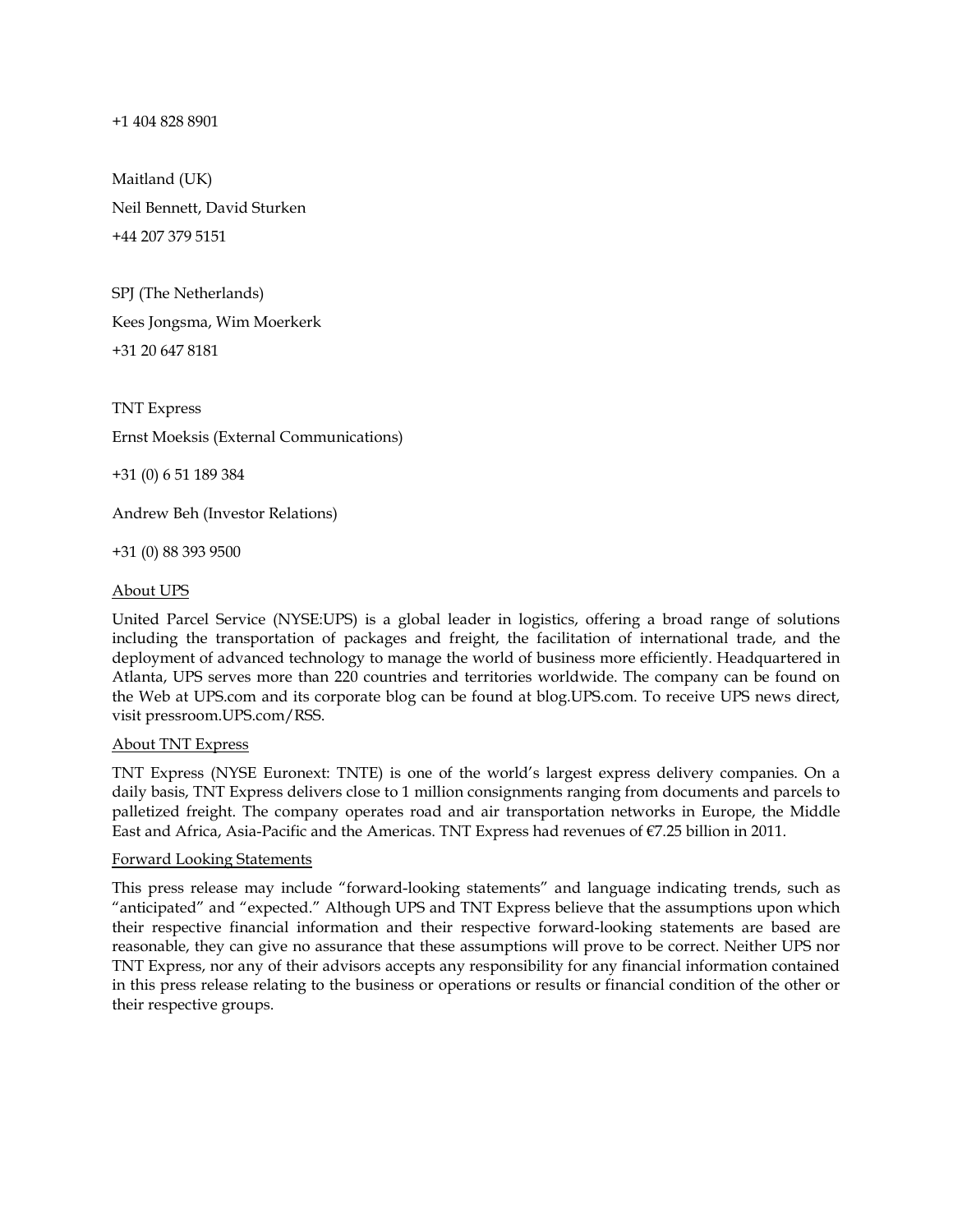+1 404 828 8901

Maitland (UK)

Neil Bennett, David Sturken

+44 207 379 5151

SPJ (The Netherlands)

Kees Jongsma, Wim Moerkerk

+31 20 647 8181

TNT Express

Ernst Moeksis (External Communications)

+31 (0) 6 51 189 384

Andrew Beh (Investor Relations)

+31 (0) 88 393 9500

## About UPS

United Parcel Service (NYSE:UPS) is a global leader in logistics, offering a broad range of solutions including the transportation of packages and freight, the facilitation of international trade, and the deployment of advanced technology to manage the world of business more efficiently. Headquartered in Atlanta, UPS serves more than 220 countries and territories worldwide. The company can be found on the Web at UPS.com and its corporate blog can be found at blog.UPS.com. To receive UPS news direct, visit pressroom.UPS.com/RSS.

## About TNT Express

TNT Express (NYSE Euronext: TNTE) is one of the world's largest express delivery companies. On a daily basis, TNT Express delivers close to 1 million consignments ranging from documents and parcels to palletized freight. The company operates road and air transportation networks in Europe, the Middle East and Africa, Asia-Pacific and the Americas. TNT Express had revenues of €7.25 billion in 2011.

## Forward Looking Statements

This press release may include "forward-looking statements" and language indicating trends, such as "anticipated" and "expected." Although UPS and TNT Express believe that the assumptions upon which their respective financial information and their respective forward-looking statements are based are reasonable, they can give no assurance that these assumptions will prove to be correct. Neither UPS nor TNT Express, nor any of their advisors accepts any responsibility for any financial information contained in this press release relating to the business or operations or results or financial condition of the other or their respective groups.